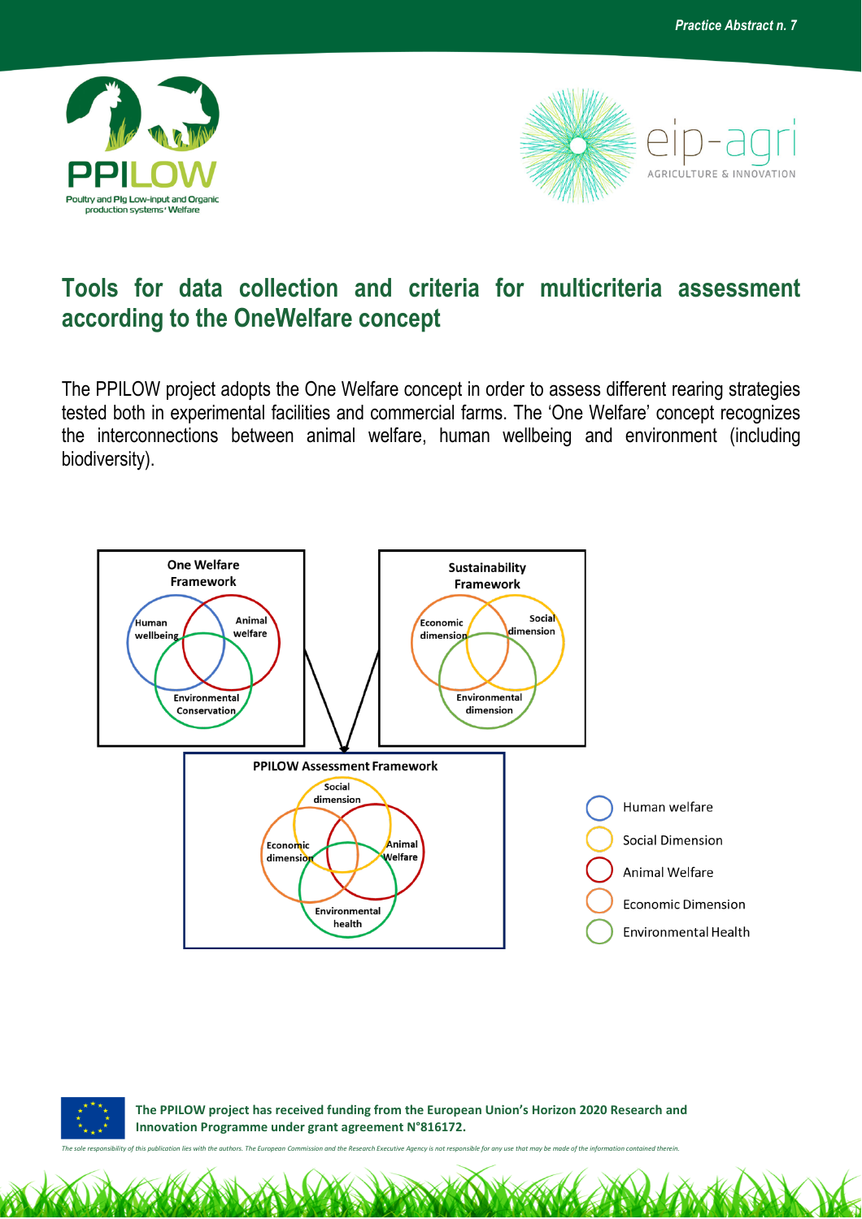# Tools for data collection and criteria for multicriteria assessment according to the OneWelfare concept

The PPILOW project adopts the One Welfare concept in order to assess different rearing strategies tested both in experimental facilities and commercial farms. The 'One Welfare' concept recognizes the interconnections between animal welfare, human wellbeing and environment (including biodiversity).

One Welfare Framework

Human wellbeing — Animal welfare — Environmental Conservation

Sustainability Framework

Economic dimension — Social dimension — Environmental dimension

PPILOW Assessment Framework

Social dimension — Economic dimension — Animal Welfare — Environmental health

- Human welfare
- Social Dimension
- Animal Welfare
- Economic Dimension
- Environmental Health

**The PPILOW project has received funding from the European Union's Horizon 2020 Research and Innovation Programme under grant agreement N°816172.**

*The sole responsibility of this publication lies with the authors. The European Commission and the Research Executive Agency is not responsible for any use that may be made of the information contained therein.*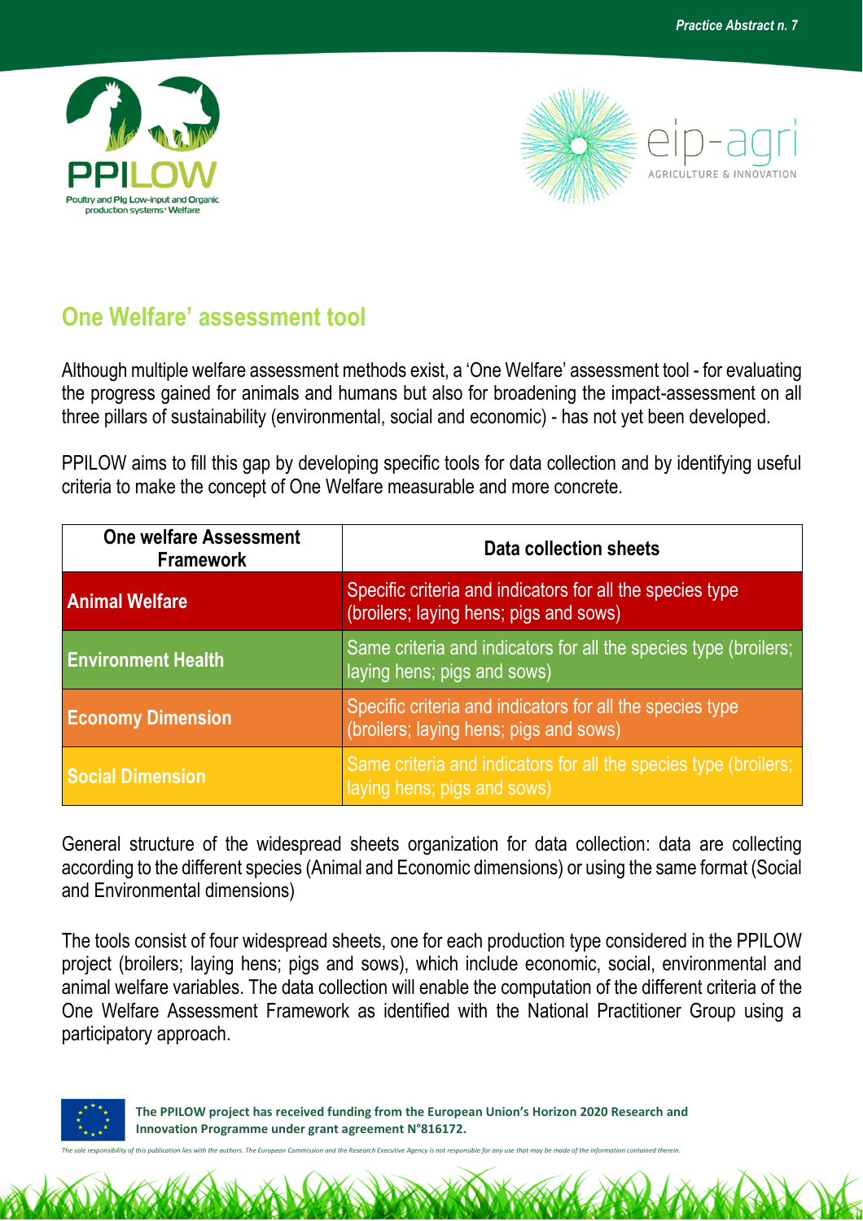## One Welfare' assessment tool

Although multiple welfare assessment methods exist, a 'One Welfare' assessment tool - for evaluating the progress gained for animals and humans but also for broadening the impact-assessment on all three pillars of sustainability (environmental, social and economic) - has not yet been developed.

PPILOW aims to fill this gap by developing specific tools for data collection and by identifying useful criteria to make the concept of One Welfare measurable and more concrete.

| One welfare Assessment Framework | Data collection sheets |
|---|---|
| **Animal Welfare** | Specific criteria and indicators for all the species type (broilers; laying hens; pigs and sows) |
| **Environment Health** | Same criteria and indicators for all the species type (broilers; laying hens; pigs and sows) |
| **Economy Dimension** | Specific criteria and indicators for all the species type (broilers; laying hens; pigs and sows) |
| **Social Dimension** | Same criteria and indicators for all the species type (broilers; laying hens; pigs and sows) |

General structure of the widespread sheets organization for data collection: data are collecting according to the different species (Animal and Economic dimensions) or using the same format (Social and Environmental dimensions)

The tools consist of four widespread sheets, one for each production type considered in the PPILOW project (broilers; laying hens; pigs and sows), which include economic, social, environmental and animal welfare variables. The data collection will enable the computation of the different criteria of the One Welfare Assessment Framework as identified with the National Practitioner Group using a participatory approach.

**The PPILOW project has received funding from the European Union's Horizon 2020 Research and Innovation Programme under grant agreement N°816172.**

*The sole responsibility of this publication lies with the authors. The European Commission and the Research Executive Agency is not responsible for any use that may be made of the information contained therein.*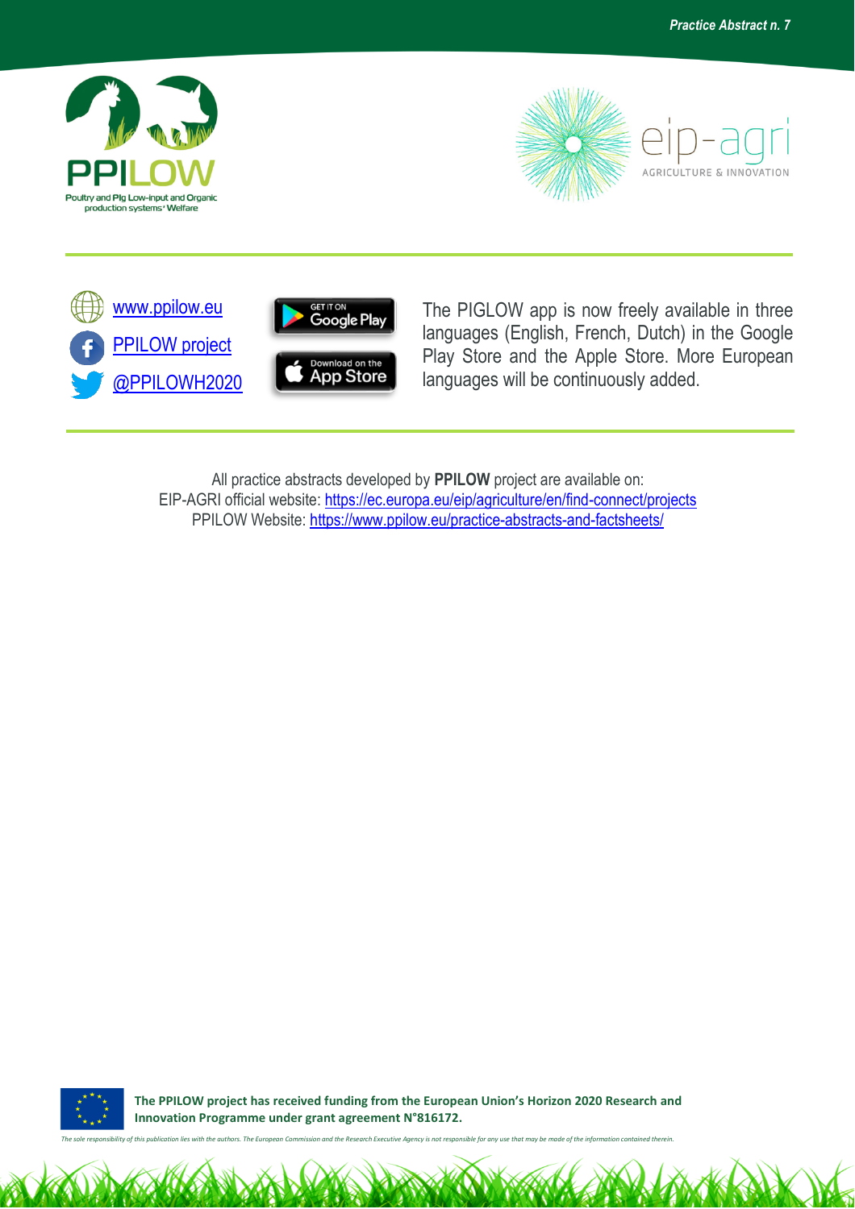www.ppilow.eu

PPILOW project

@PPILOWH2020

The PIGLOW app is now freely available in three languages (English, French, Dutch) in the Google Play Store and the Apple Store. More European languages will be continuously added.

All practice abstracts developed by **PPILOW** project are available on:
EIP-AGRI official website: https://ec.europa.eu/eip/agriculture/en/find-connect/projects
PPILOW Website: https://www.ppilow.eu/practice-abstracts-and-factsheets/

**The PPILOW project has received funding from the European Union's Horizon 2020 Research and Innovation Programme under grant agreement N°816172.**

*The sole responsibility of this publication lies with the authors. The European Commission and the Research Executive Agency is not responsible for any use that may be made of the information contained therein.*